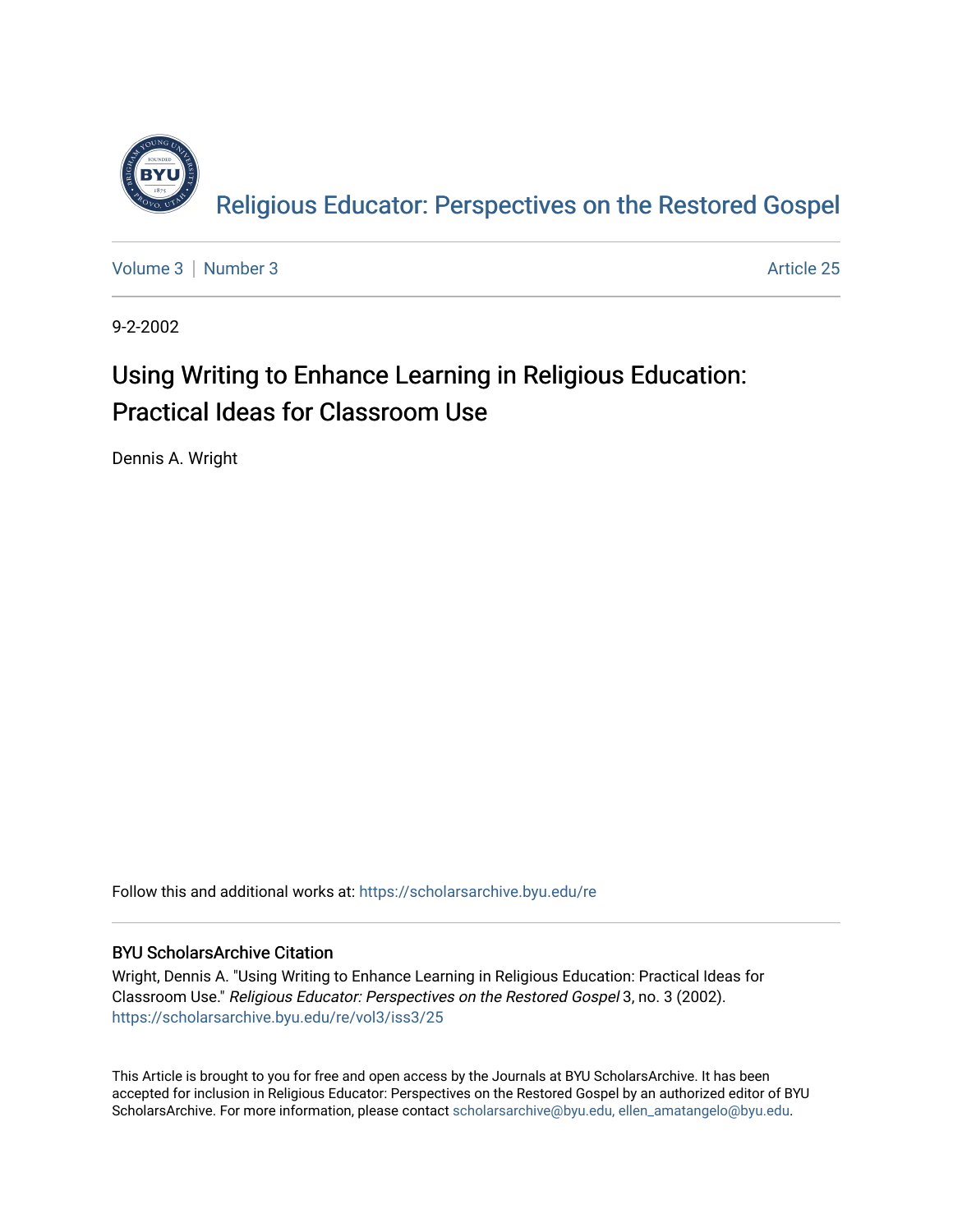Religious Educator: Perspectives on the Restored Gospel

Volume 3 | Number 3 | Article 25

9-2-2002

# Using Writing to Enhance Learning in Religious Education: Practical Ideas for Classroom Use

Dennis A. Wright

Follow this and additional works at: https://scholarsarchive.byu.edu/re

## BYU ScholarsArchive Citation

Wright, Dennis A. "Using Writing to Enhance Learning in Religious Education: Practical Ideas for Classroom Use." *Religious Educator: Perspectives on the Restored Gospel* 3, no. 3 (2002). https://scholarsarchive.byu.edu/re/vol3/iss3/25

This Article is brought to you for free and open access by the Journals at BYU ScholarsArchive. It has been accepted for inclusion in Religious Educator: Perspectives on the Restored Gospel by an authorized editor of BYU ScholarsArchive. For more information, please contact scholarsarchive@byu.edu, ellen_amatangelo@byu.edu.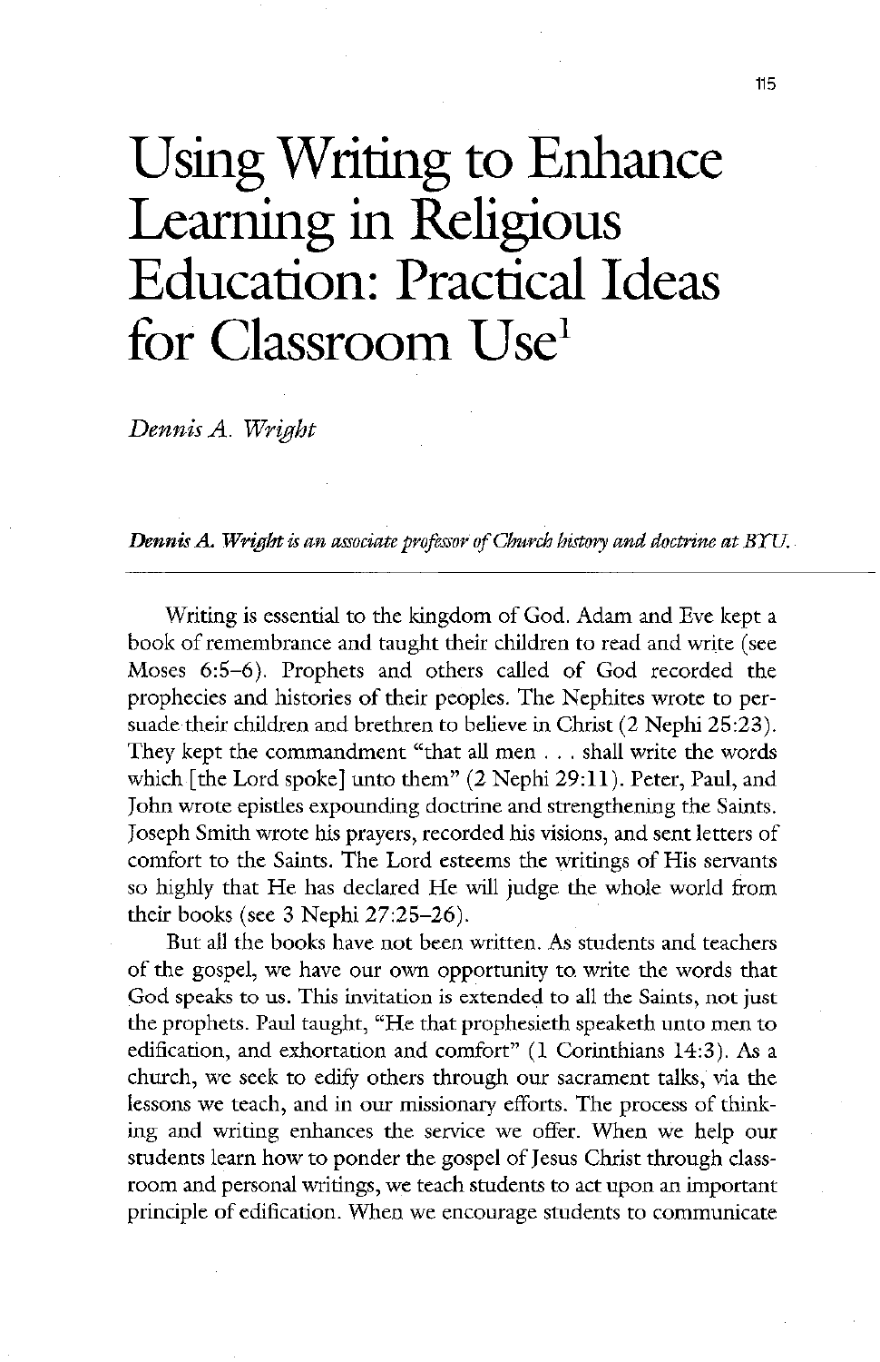# Using Writing to Enhance Learning in Religious Education: Practical Ideas for Classroom Use[1]

*Dennis A. Wright*

***Dennis A. Wright** is an associate professor of Church history and doctrine at BYU.*

---

Writing is essential to the kingdom of God. Adam and Eve kept a book of remembrance and taught their children to read and write (see Moses 6:5–6). Prophets and others called of God recorded the prophecies and histories of their peoples. The Nephites wrote to persuade their children and brethren to believe in Christ (2 Nephi 25:23). They kept the commandment "that all men . . . shall write the words which [the Lord spoke] unto them" (2 Nephi 29:11). Peter, Paul, and John wrote epistles expounding doctrine and strengthening the Saints. Joseph Smith wrote his prayers, recorded his visions, and sent letters of comfort to the Saints. The Lord esteems the writings of His servants so highly that He has declared He will judge the whole world from their books (see 3 Nephi 27:25–26).

But all the books have not been written. As students and teachers of the gospel, we have our own opportunity to write the words that God speaks to us. This invitation is extended to all the Saints, not just the prophets. Paul taught, "He that prophesieth speaketh unto men to edification, and exhortation and comfort" (1 Corinthians 14:3). As a church, we seek to edify others through our sacrament talks, via the lessons we teach, and in our missionary efforts. The process of thinking and writing enhances the service we offer. When we help our students learn how to ponder the gospel of Jesus Christ through classroom and personal writings, we teach students to act upon an important principle of edification. When we encourage students to communicate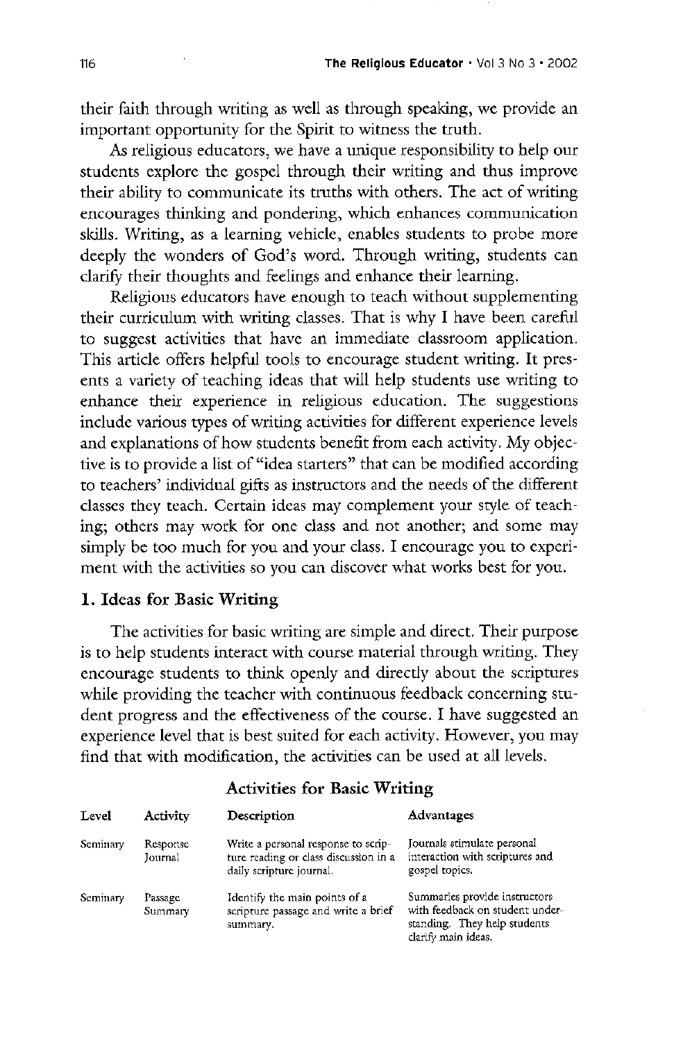their faith through writing as well as through speaking, we provide an important opportunity for the Spirit to witness the truth.

As religious educators, we have a unique responsibility to help our students explore the gospel through their writing and thus improve their ability to communicate its truths with others. The act of writing encourages thinking and pondering, which enhances communication skills. Writing, as a learning vehicle, enables students to probe more deeply the wonders of God's word. Through writing, students can clarify their thoughts and feelings and enhance their learning.

Religious educators have enough to teach without supplementing their curriculum with writing classes. That is why I have been careful to suggest activities that have an immediate classroom application. This article offers helpful tools to encourage student writing. It presents a variety of teaching ideas that will help students use writing to enhance their experience in religious education. The suggestions include various types of writing activities for different experience levels and explanations of how students benefit from each activity. My objective is to provide a list of "idea starters" that can be modified according to teachers' individual gifts as instructors and the needs of the different classes they teach. Certain ideas may complement your style of teaching; others may work for one class and not another; and some may simply be too much for you and your class. I encourage you to experiment with the activities so you can discover what works best for you.

## 1. Ideas for Basic Writing

The activities for basic writing are simple and direct. Their purpose is to help students interact with course material through writing. They encourage students to think openly and directly about the scriptures while providing the teacher with continuous feedback concerning student progress and the effectiveness of the course. I have suggested an experience level that is best suited for each activity. However, you may find that with modification, the activities can be used at all levels.

### Activities for Basic Writing

| Level | Activity | Description | Advantages |
|---|---|---|---|
| Seminary | Response Journal | Write a personal response to scripture reading or class discussion in a daily scripture journal. | Journals stimulate personal interaction with scriptures and gospel topics. |
| Seminary | Passage Summary | Identify the main points of a scripture passage and write a brief summary. | Summaries provide instructors with feedback on student understanding. They help students clarify main ideas. |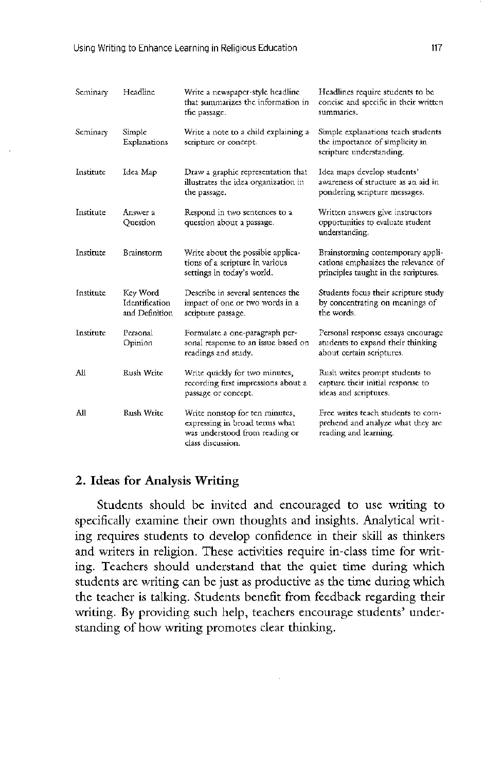| Seminary | Headline | Write a newspaper-style headline that summarizes the information in the passage. | Headlines require students to be concise and specific in their written summaries. |
|---|---|---|---|
| Seminary | Simple Explanations | Write a note to a child explaining a scripture or concept. | Simple explanations teach students the importance of simplicity in scripture understanding. |
| Institute | Idea Map | Draw a graphic representation that illustrates the idea organization in the passage. | Idea maps develop students' awareness of structure as an aid in pondering scripture messages. |
| Institute | Answer a Question | Respond in two sentences to a question about a passage. | Written answers give instructors opportunities to evaluate student understanding. |
| Institute | Brainstorm | Write about the possible applications of a scripture in various settings in today's world. | Brainstorming contemporary applications emphasizes the relevance of principles taught in the scriptures. |
| Institute | Key Word Identification and Definition | Describe in several sentences the impact of one or two words in a scripture passage. | Students focus their scripture study by concentrating on meanings of the words. |
| Institute | Personal Opinion | Formulate a one-paragraph personal response to an issue based on readings and study. | Personal response essays encourage students to expand their thinking about certain scriptures. |
| All | Rush Write | Write quickly for two minutes, recording first impressions about a passage or concept. | Rush writes prompt students to capture their initial response to ideas and scriptures. |
| All | Rush Write | Write nonstop for ten minutes, expressing in broad terms what was understood from reading or class discussion. | Free writes teach students to comprehend and analyze what they are reading and learning. |

## 2. Ideas for Analysis Writing

Students should be invited and encouraged to use writing to specifically examine their own thoughts and insights. Analytical writing requires students to develop confidence in their skill as thinkers and writers in religion. These activities require in-class time for writing. Teachers should understand that the quiet time during which students are writing can be just as productive as the time during which the teacher is talking. Students benefit from feedback regarding their writing. By providing such help, teachers encourage students' understanding of how writing promotes clear thinking.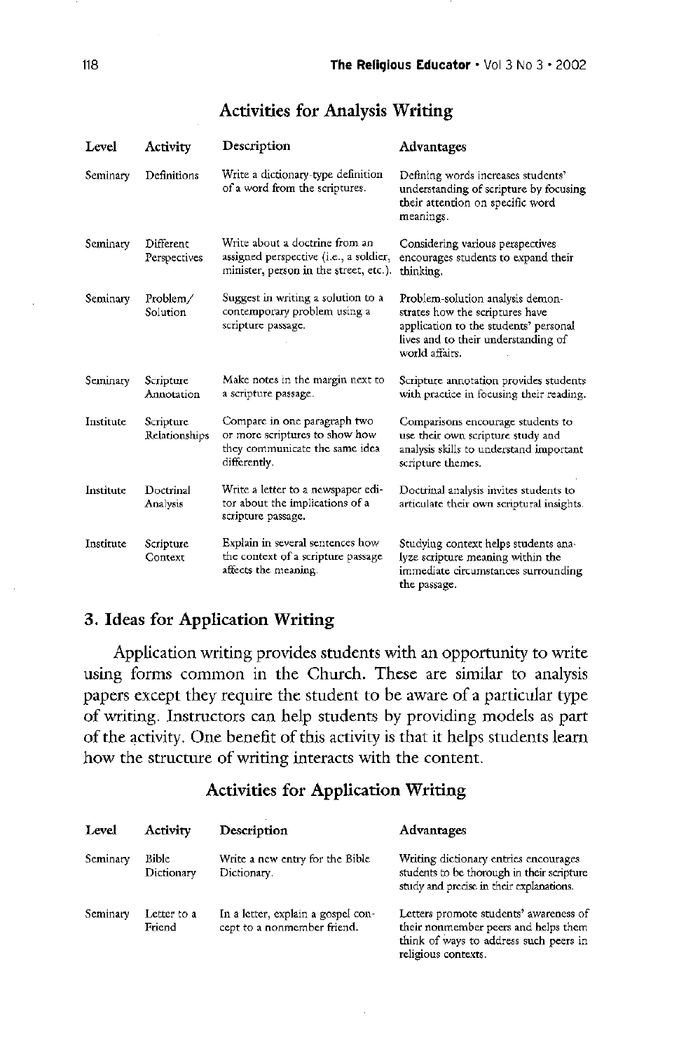### Activities for Analysis Writing

| Level | Activity | Description | Advantages |
|---|---|---|---|
| Seminary | Definitions | Write a dictionary-type definition of a word from the scriptures. | Defining words increases students' understanding of scripture by focusing their attention on specific word meanings. |
| Seminary | Different Perspectives | Write about a doctrine from an assigned perspective (i.e., a soldier, minister, person in the street, etc.). | Considering various perspectives encourages students to expand their thinking. |
| Seminary | Problem/ Solution | Suggest in writing a solution to a contemporary problem using a scripture passage. | Problem-solution analysis demonstrates how the scriptures have application to the students' personal lives and to their understanding of world affairs. |
| Seminary | Scripture Annotation | Make notes in the margin next to a scripture passage. | Scripture annotation provides students with practice in focusing their reading. |
| Institute | Scripture Relationships | Compare in one paragraph two or more scriptures to show how they communicate the same idea differently. | Comparisons encourage students to use their own scripture study and analysis skills to understand important scripture themes. |
| Institute | Doctrinal Analysis | Write a letter to a newspaper editor about the implications of a scripture passage. | Doctrinal analysis invites students to articulate their own scriptural insights. |
| Institute | Scripture Context | Explain in several sentences how the context of a scripture passage affects the meaning. | Studying context helps students analyze scripture meaning within the immediate circumstances surrounding the passage. |

## 3. Ideas for Application Writing

Application writing provides students with an opportunity to write using forms common in the Church. These are similar to analysis papers except they require the student to be aware of a particular type of writing. Instructors can help students by providing models as part of the activity. One benefit of this activity is that it helps students learn how the structure of writing interacts with the content.

### Activities for Application Writing

| Level | Activity | Description | Advantages |
|---|---|---|---|
| Seminary | Bible Dictionary | Write a new entry for the Bible Dictionary. | Writing dictionary entries encourages students to be thorough in their scripture study and precise in their explanations. |
| Seminary | Letter to a Friend | In a letter, explain a gospel concept to a nonmember friend. | Letters promote students' awareness of their nonmember peers and helps them think of ways to address such peers in religious contexts. |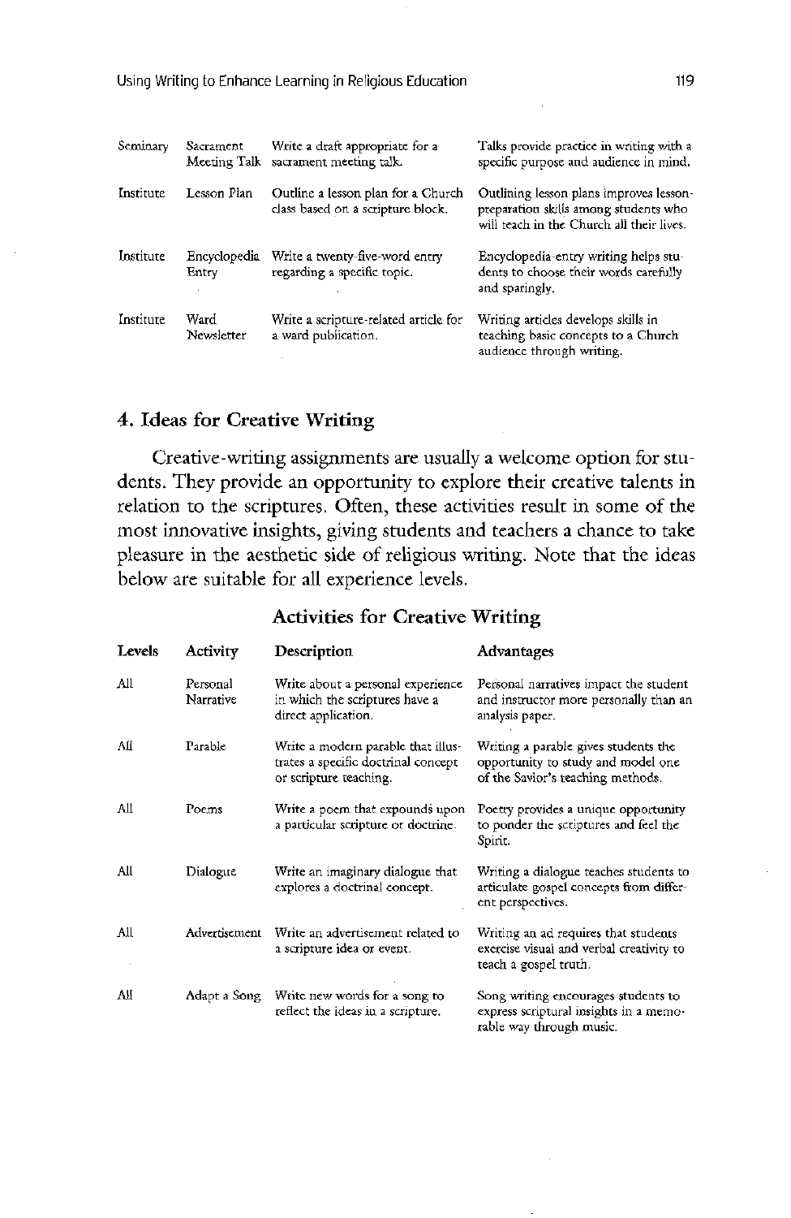| | | | |
|---|---|---|---|
| Seminary | Sacrament Meeting Talk | Write a draft appropriate for a sacrament meeting talk. | Talks provide practice in writing with a specific purpose and audience in mind. |
| Institute | Lesson Plan | Outline a lesson plan for a Church class based on a scripture block. | Outlining lesson plans improves lesson-preparation skills among students who will teach in the Church all their lives. |
| Institute | Encyclopedia Entry | Write a twenty-five-word entry regarding a specific topic. | Encyclopedia-entry writing helps students to choose their words carefully and sparingly. |
| Institute | Ward Newsletter | Write a scripture-related article for a ward publication. | Writing articles develops skills in teaching basic concepts to a Church audience through writing. |

## 4. Ideas for Creative Writing

Creative-writing assignments are usually a welcome option for students. They provide an opportunity to explore their creative talents in relation to the scriptures. Often, these activities result in some of the most innovative insights, giving students and teachers a chance to take pleasure in the aesthetic side of religious writing. Note that the ideas below are suitable for all experience levels.

### Activities for Creative Writing

| Levels | Activity | Description | Advantages |
|---|---|---|---|
| All | Personal Narrative | Write about a personal experience in which the scriptures have a direct application. | Personal narratives impact the student and instructor more personally than an analysis paper. |
| All | Parable | Write a modern parable that illustrates a specific doctrinal concept or scripture teaching. | Writing a parable gives students the opportunity to study and model one of the Savior's teaching methods. |
| All | Poems | Write a poem that expounds upon a particular scripture or doctrine. | Poetry provides a unique opportunity to ponder the scriptures and feel the Spirit. |
| All | Dialogue | Write an imaginary dialogue that explores a doctrinal concept. | Writing a dialogue teaches students to articulate gospel concepts from different perspectives. |
| All | Advertisement | Write an advertisement related to a scripture idea or event. | Writing an ad requires that students exercise visual and verbal creativity to teach a gospel truth. |
| All | Adapt a Song | Write new words for a song to reflect the ideas in a scripture. | Song writing encourages students to express scriptural insights in a memorable way through music. |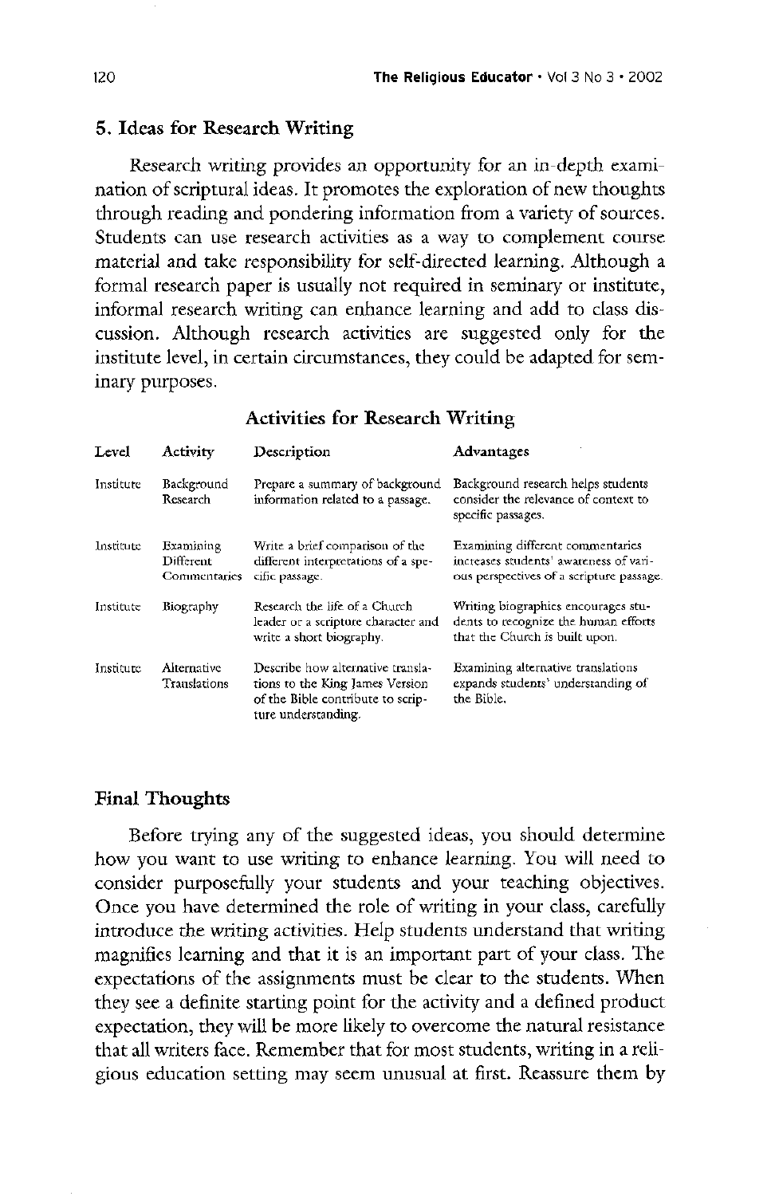## 5. Ideas for Research Writing

Research writing provides an opportunity for an in-depth examination of scriptural ideas. It promotes the exploration of new thoughts through reading and pondering information from a variety of sources. Students can use research activities as a way to complement course material and take responsibility for self-directed learning. Although a formal research paper is usually not required in seminary or institute, informal research writing can enhance learning and add to class discussion. Although research activities are suggested only for the institute level, in certain circumstances, they could be adapted for seminary purposes.

### Activities for Research Writing

| Level | Activity | Description | Advantages |
|---|---|---|---|
| Institute | Background Research | Prepare a summary of background information related to a passage. | Background research helps students consider the relevance of context to specific passages. |
| Institute | Examining Different Commentaries | Write a brief comparison of the different interpretations of a specific passage. | Examining different commentaries increases students' awareness of various perspectives of a scripture passage. |
| Institute | Biography | Research the life of a Church leader or a scripture character and write a short biography. | Writing biographies encourages students to recognize the human efforts that the Church is built upon. |
| Institute | Alternative Translations | Describe how alternative translations to the King James Version of the Bible contribute to scripture understanding. | Examining alternative translations expands students' understanding of the Bible. |

## Final Thoughts

Before trying any of the suggested ideas, you should determine how you want to use writing to enhance learning. You will need to consider purposefully your students and your teaching objectives. Once you have determined the role of writing in your class, carefully introduce the writing activities. Help students understand that writing magnifies learning and that it is an important part of your class. The expectations of the assignments must be clear to the students. When they see a definite starting point for the activity and a defined product expectation, they will be more likely to overcome the natural resistance that all writers face. Remember that for most students, writing in a religious education setting may seem unusual at first. Reassure them by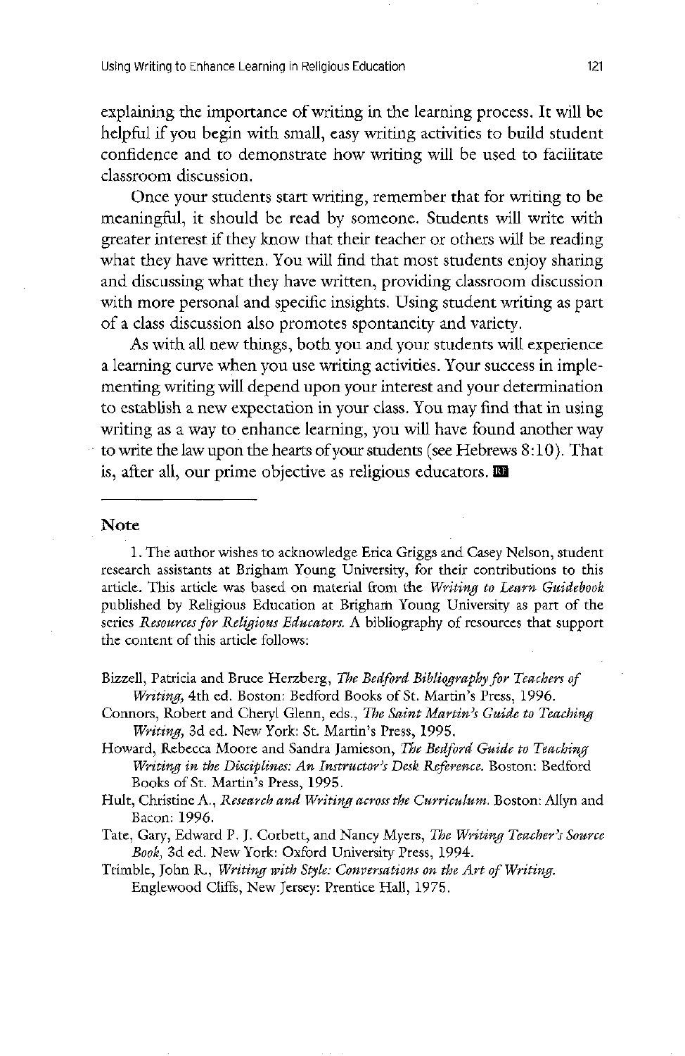explaining the importance of writing in the learning process. It will be helpful if you begin with small, easy writing activities to build student confidence and to demonstrate how writing will be used to facilitate classroom discussion.

Once your students start writing, remember that for writing to be meaningful, it should be read by someone. Students will write with greater interest if they know that their teacher or others will be reading what they have written. You will find that most students enjoy sharing and discussing what they have written, providing classroom discussion with more personal and specific insights. Using student writing as part of a class discussion also promotes spontaneity and variety.

As with all new things, both you and your students will experience a learning curve when you use writing activities. Your success in implementing writing will depend upon your interest and your determination to establish a new expectation in your class. You may find that in using writing as a way to enhance learning, you will have found another way to write the law upon the hearts of your students (see Hebrews 8:10). That is, after all, our prime objective as religious educators.

---

**Note**

1. The author wishes to acknowledge Erica Griggs and Casey Nelson, student research assistants at Brigham Young University, for their contributions to this article. This article was based on material from the *Writing to Learn Guidebook* published by Religious Education at Brigham Young University as part of the series *Resources for Religious Educators.* A bibliography of resources that support the content of this article follows:

Bizzell, Patricia and Bruce Herzberg, *The Bedford Bibliography for Teachers of Writing,* 4th ed. Boston: Bedford Books of St. Martin's Press, 1996.

Connors, Robert and Cheryl Glenn, eds., *The Saint Martin's Guide to Teaching Writing,* 3d ed. New York: St. Martin's Press, 1995.

Howard, Rebecca Moore and Sandra Jamieson, *The Bedford Guide to Teaching Writing in the Disciplines: An Instructor's Desk Reference.* Boston: Bedford Books of St. Martin's Press, 1995.

Hult, Christine A., *Research and Writing across the Curriculum.* Boston: Allyn and Bacon: 1996.

Tate, Gary, Edward P. J. Corbett, and Nancy Myers, *The Writing Teacher's Source Book,* 3d ed. New York: Oxford University Press, 1994.

Trimble, John R., *Writing with Style: Conversations on the Art of Writing.* Englewood Cliffs, New Jersey: Prentice Hall, 1975.